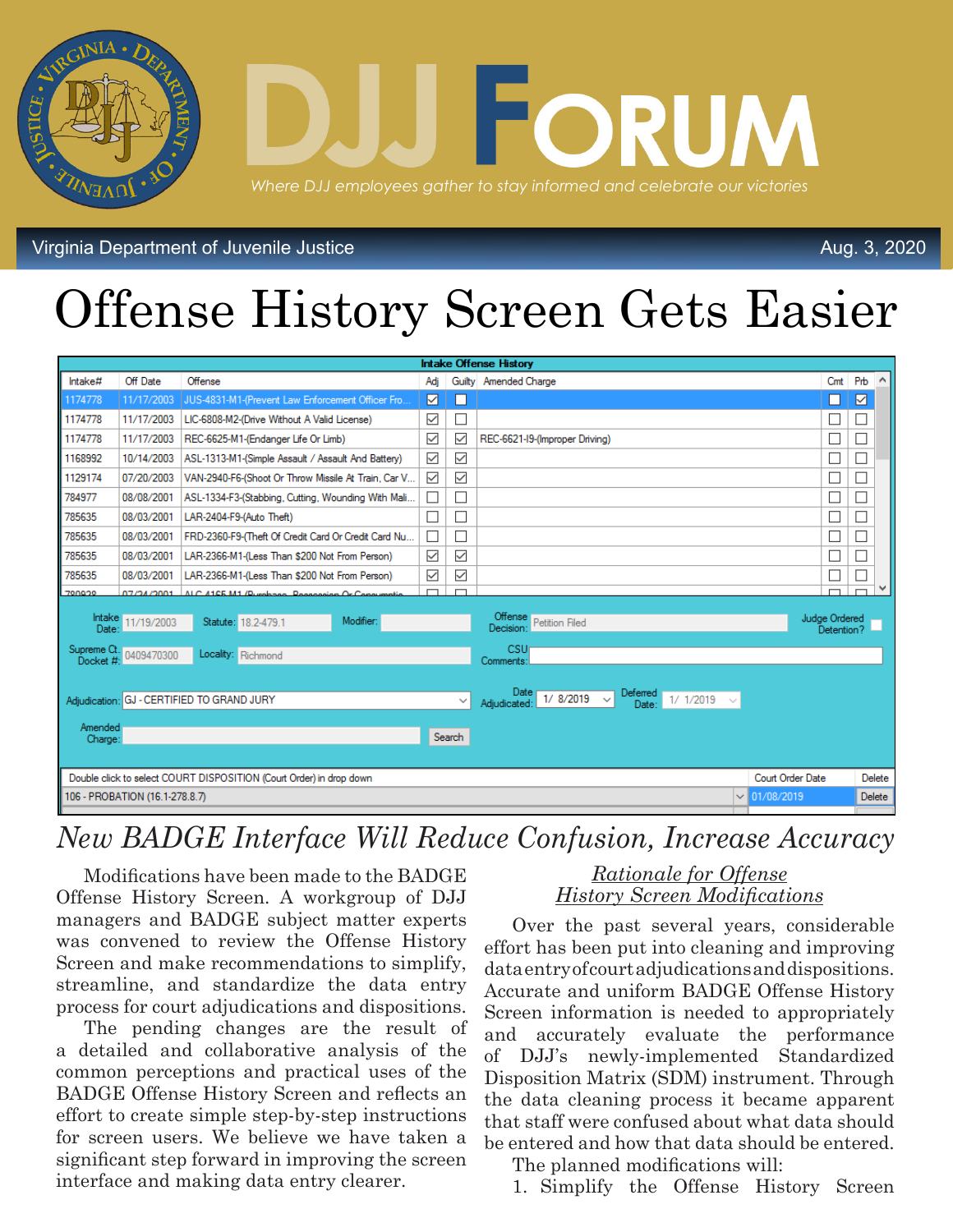# DJJ FORUM

*Where DJJ employees gather to stay informed and celebrate our victories*

Virginia Department of Juvenile Justice

Aug. 3, 2020

# Offense History Screen Gets Easier

## *New BADGE Interface Will Reduce Confusion, Increase Accuracy*

Modifications have been made to the BADGE Offense History Screen. A workgroup of DJJ managers and BADGE subject matter experts was convened to review the Offense History Screen and make recommendations to simplify, streamline, and standardize the data entry process for court adjudications and dispositions.

The pending changes are the result of a detailed and collaborative analysis of the common perceptions and practical uses of the BADGE Offense History Screen and reflects an effort to create simple step-by-step instructions for screen users. We believe we have taken a significant step forward in improving the screen interface and making data entry clearer.

### *Rationale for Offense History Screen Modifications*

Over the past several years, considerable effort has been put into cleaning and improving data entry of court adjudications and dispositions. Accurate and uniform BADGE Offense History Screen information is needed to appropriately and accurately evaluate the performance of DJJ's newly-implemented Standardized Disposition Matrix (SDM) instrument. Through the data cleaning process it became apparent that staff were confused about what data should be entered and how that data should be entered.

The planned modifications will:

1. Simplify the Offense History Screen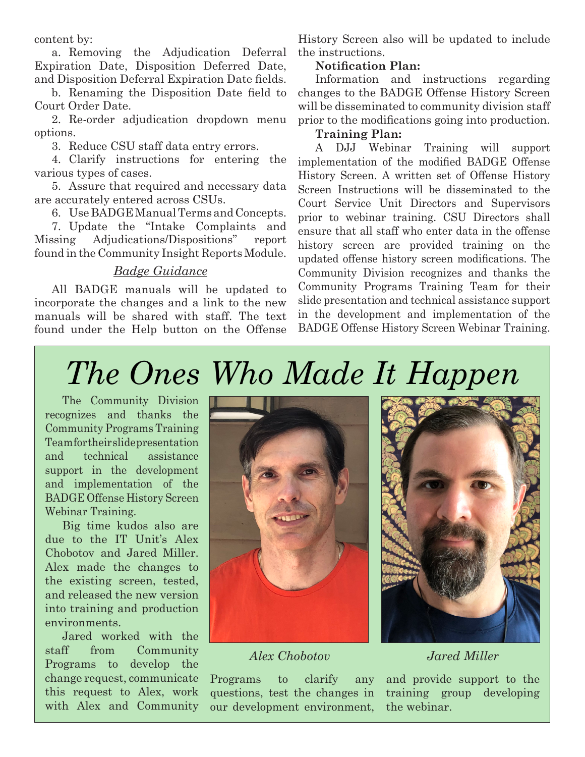content by:

a. Removing the Adjudication Deferral Expiration Date, Disposition Deferred Date, and Disposition Deferral Expiration Date fields.

b. Renaming the Disposition Date field to Court Order Date.

2. Re-order adjudication dropdown menu options.

3. Reduce CSU staff data entry errors.

4. Clarify instructions for entering the various types of cases.

5. Assure that required and necessary data are accurately entered across CSUs.

6. Use BADGE Manual Terms and Concepts.

7. Update the "Intake Complaints and Missing Adjudications/Dispositions" report found in the Community Insight Reports Module.

## *Badge Guidance*

All BADGE manuals will be updated to incorporate the changes and a link to the new manuals will be shared with staff. The text found under the Help button on the Offense History Screen also will be updated to include the instructions.

**Notification Plan:**

Information and instructions regarding changes to the BADGE Offense History Screen will be disseminated to community division staff prior to the modifications going into production.

**Training Plan:**

A DJJ Webinar Training will support implementation of the modified BADGE Offense History Screen. A written set of Offense History Screen Instructions will be disseminated to the Court Service Unit Directors and Supervisors prior to webinar training. CSU Directors shall ensure that all staff who enter data in the offense history screen are provided training on the updated offense history screen modifications. The Community Division recognizes and thanks the Community Programs Training Team for their slide presentation and technical assistance support in the development and implementation of the BADGE Offense History Screen Webinar Training.

# *The Ones Who Made It Happen*

The Community Division recognizes and thanks the Community Programs Training Team for their slide presentation and technical assistance support in the development and implementation of the BADGE Offense History Screen Webinar Training.

Big time kudos also are due to the IT Unit's Alex Chobotov and Jared Miller. Alex made the changes to the existing screen, tested, and released the new version into training and production environments.

Jared worked with the staff from Community Programs to develop the change request, communicate this request to Alex, work with Alex and Community Programs to clarify any questions, test the changes in our development environment, and provide support to the training group developing the webinar.

*Alex Chobotov*

*Jared Miller*